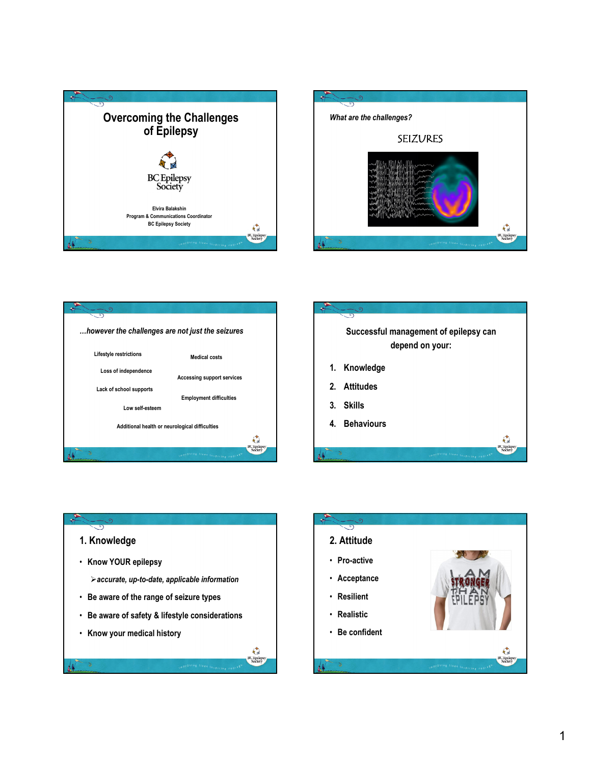# Overcoming the Challenges of Epilepsy

BC Epilepsy Society

Elvira Balakshin
Program & Communications Coordinator
BC Epilepsy Society

---

*What are the challenges?*

SEIZURES

---

***…however the challenges are not just the seizures***

- Lifestyle restrictions
- Medical costs
- Loss of independence
- Accessing support services
- Lack of school supports
- Employment difficulties
- Low self-esteem
- Additional health or neurological difficulties

---

**Successful management of epilepsy can depend on your:**

1. Knowledge
2. Attitudes
3. Skills
4. Behaviours

---

## 1. Knowledge

- Know YOUR epilepsy
  - *accurate, up-to-date, applicable information*
- Be aware of the range of seizure types
- Be aware of safety & lifestyle considerations
- Know your medical history

---

## 2. Attitude

- Pro-active
- Acceptance
- Resilient
- Realistic
- Be confident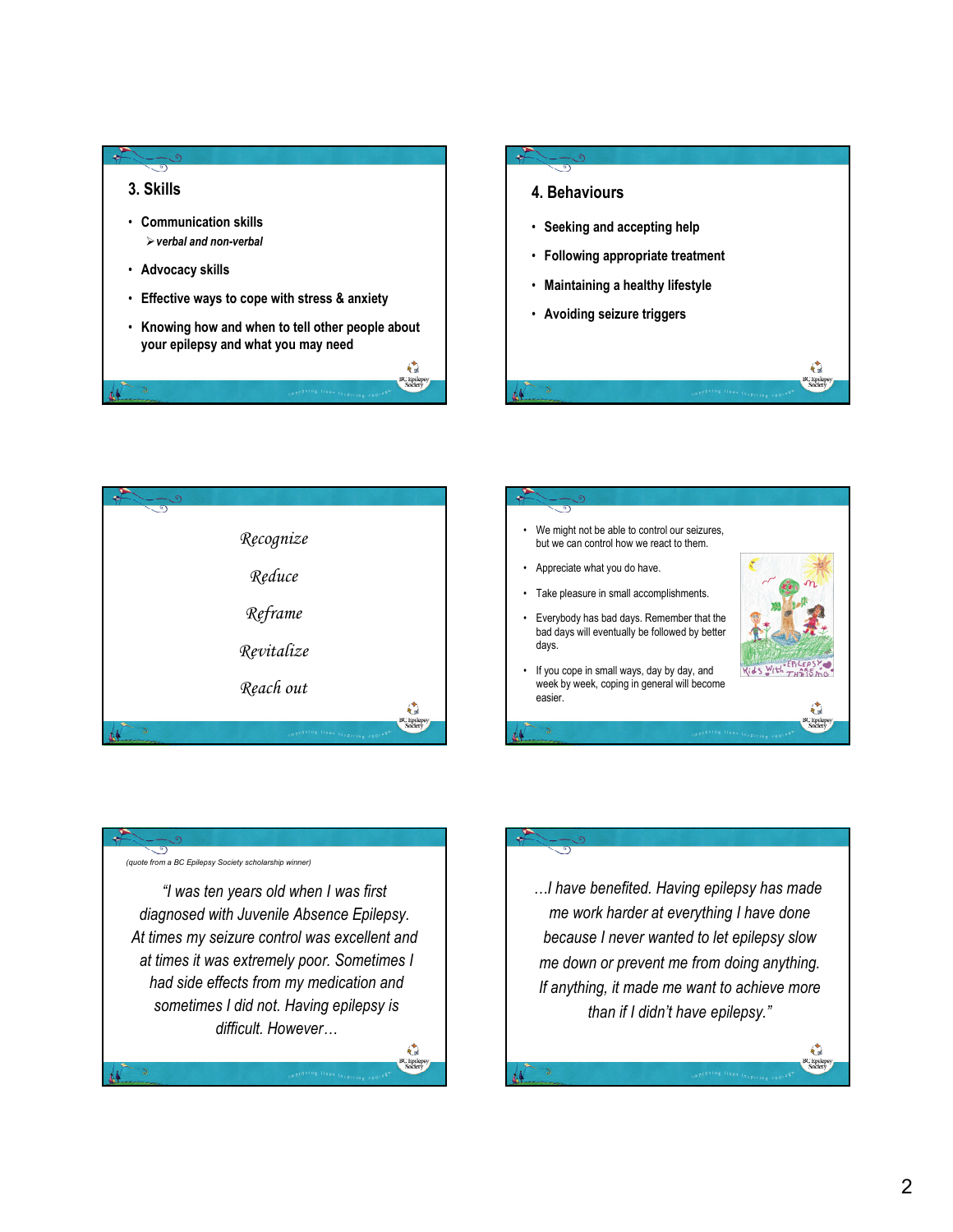## 3. Skills

- Communication skills
  - *verbal and non-verbal*
- Advocacy skills
- Effective ways to cope with stress & anxiety
- Knowing how and when to tell other people about your epilepsy and what you may need

## 4. Behaviours

- Seeking and accepting help
- Following appropriate treatment
- Maintaining a healthy lifestyle
- Avoiding seizure triggers

*Recognize*

*Reduce*

*Reframe*

*Revitalize*

*Reach out*

- We might not be able to control our seizures, but we can control how we react to them.
- Appreciate what you do have.
- Take pleasure in small accomplishments.
- Everybody has bad days. Remember that the bad days will eventually be followed by better days.
- If you cope in small ways, day by day, and week by week, coping in general will become easier.

*(quote from a BC Epilepsy Society scholarship winner)*

*"I was ten years old when I was first diagnosed with Juvenile Absence Epilepsy. At times my seizure control was excellent and at times it was extremely poor. Sometimes I had side effects from my medication and sometimes I did not. Having epilepsy is difficult. However…*

*…I have benefited. Having epilepsy has made me work harder at everything I have done because I never wanted to let epilepsy slow me down or prevent me from doing anything. If anything, it made me want to achieve more than if I didn't have epilepsy."*